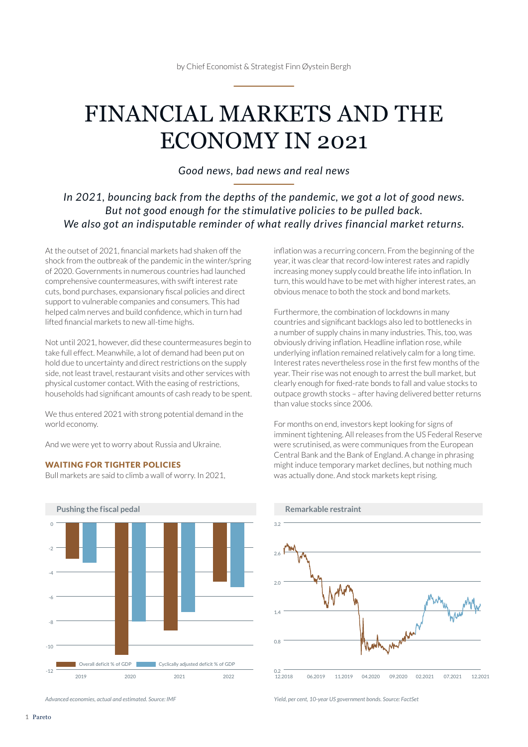by Chief Economist & Strategist Finn Øystein Bergh

# FINANCIAL MARKETS AND THE ECONOMY IN 2021

*Good news, bad news and real news*

*In 2021, bouncing back from the depths of the pandemic, we got a lot of good news. But not good enough for the stimulative policies to be pulled back. We also got an indisputable reminder of what really drives financial market returns.*

At the outset of 2021, financial markets had shaken off the shock from the outbreak of the pandemic in the winter/spring of 2020. Governments in numerous countries had launched comprehensive countermeasures, with swift interest rate cuts, bond purchases, expansionary fiscal policies and direct support to vulnerable companies and consumers. This had helped calm nerves and build confidence, which in turn had lifted financial markets to new all-time highs.

Not until 2021, however, did these countermeasures begin to take full effect. Meanwhile, a lot of demand had been put on hold due to uncertainty and direct restrictions on the supply side, not least travel, restaurant visits and other services with physical customer contact. With the easing of restrictions, households had significant amounts of cash ready to be spent.

We thus entered 2021 with strong potential demand in the world economy.

And we were yet to worry about Russia and Ukraine.

## WAITING FOR TIGHTER POLICIES

Bull markets are said to climb a wall of worry. In 2021, inflation was a recurring concern. From the beginning of the year, it was clear that record-low interest rates and rapidly increasing money supply could breathe life into inflation. In turn, this would have to be met with higher interest rates, an obvious menace to both the stock and bond markets.

Furthermore, the combination of lockdowns in many countries and significant backlogs also led to bottlenecks in a number of supply chains in many industries. This, too, was obviously driving inflation. Headline inflation rose, while underlying inflation remained relatively calm for a long time. Interest rates nevertheless rose in the first few months of the year. Their rise was not enough to arrest the bull market, but clearly enough for fixed-rate bonds to fall and value stocks to outpace growth stocks – after having delivered better returns than value stocks since 2006.

For months on end, investors kept looking for signs of imminent tightening. All releases from the US Federal Reserve were scrutinised, as were communiques from the European Central Bank and the Bank of England. A change in phrasing might induce temporary market declines, but nothing much was actually done. And stock markets kept rising.

**Pushing the fiscal pedal**

| | Overall deficit % of GDP | Cyclically adjusted deficit % of GDP |
|---|---|---|
| 2019 | ≈ -2.9 | ≈ -3.3 |
| 2020 | ≈ -10.8 | ≈ -8.1 |
| 2021 | ≈ -8.8 | ≈ -7.3 |
| 2022 | ≈ -4.8 | ≈ -5.2 |

*Advanced economies, actual and estimated. Source: IMF*

**Remarkable restraint**

*Yield, per cent, 10-year US government bonds. Source: FactSet*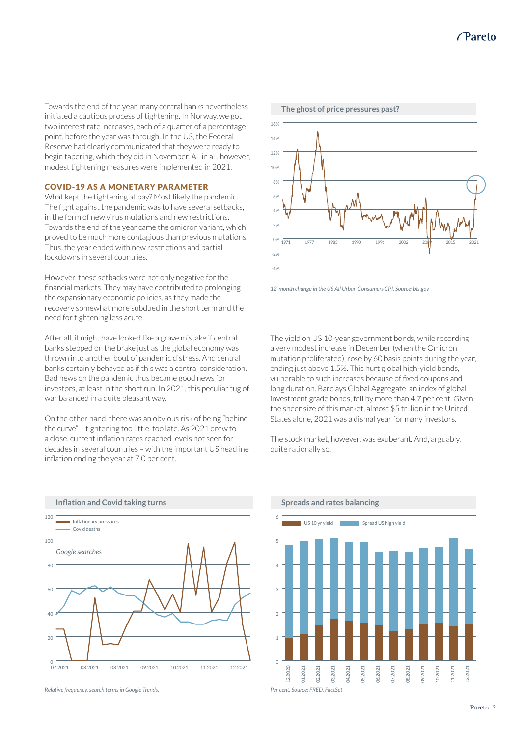Towards the end of the year, many central banks nevertheless initiated a cautious process of tightening. In Norway, we got two interest rate increases, each of a quarter of a percentage point, before the year was through. In the US, the Federal Reserve had clearly communicated that they were ready to begin tapering, which they did in November. All in all, however, modest tightening measures were implemented in 2021.

## COVID-19 AS A MONETARY PARAMETER

What kept the tightening at bay? Most likely the pandemic. The fight against the pandemic was to have several setbacks, in the form of new virus mutations and new restrictions. Towards the end of the year came the omicron variant, which proved to be much more contagious than previous mutations. Thus, the year ended with new restrictions and partial lockdowns in several countries.

However, these setbacks were not only negative for the financial markets. They may have contributed to prolonging the expansionary economic policies, as they made the recovery somewhat more subdued in the short term and the need for tightening less acute.

After all, it might have looked like a grave mistake if central banks stepped on the brake just as the global economy was thrown into another bout of pandemic distress. And central banks certainly behaved as if this was a central consideration. Bad news on the pandemic thus became good news for investors, at least in the short run. In 2021, this peculiar tug of war balanced in a quite pleasant way.

On the other hand, there was an obvious risk of being "behind the curve" – tightening too little, too late. As 2021 drew to a close, current inflation rates reached levels not seen for decades in several countries – with the important US headline inflation ending the year at 7.0 per cent.

**The ghost of price pressures past?**

*12-month change in the US All Urban Consumers CPI. Source: bls.gov*

The yield on US 10-year government bonds, while recording a very modest increase in December (when the Omicron mutation proliferated), rose by 60 basis points during the year, ending just above 1.5%. This hurt global high-yield bonds, vulnerable to such increases because of fixed coupons and long duration. Barclays Global Aggregate, an index of global investment grade bonds, fell by more than 4.7 per cent. Given the sheer size of this market, almost $5 trillion in the United States alone, 2021 was a dismal year for many investors.

The stock market, however, was exuberant. And, arguably, quite rationally so.

**Inflation and Covid taking turns**

*Relative frequency, search terms in Google Trends.*

**Spreads and rates balancing**

*Per cent. Source: FRED, FactSet*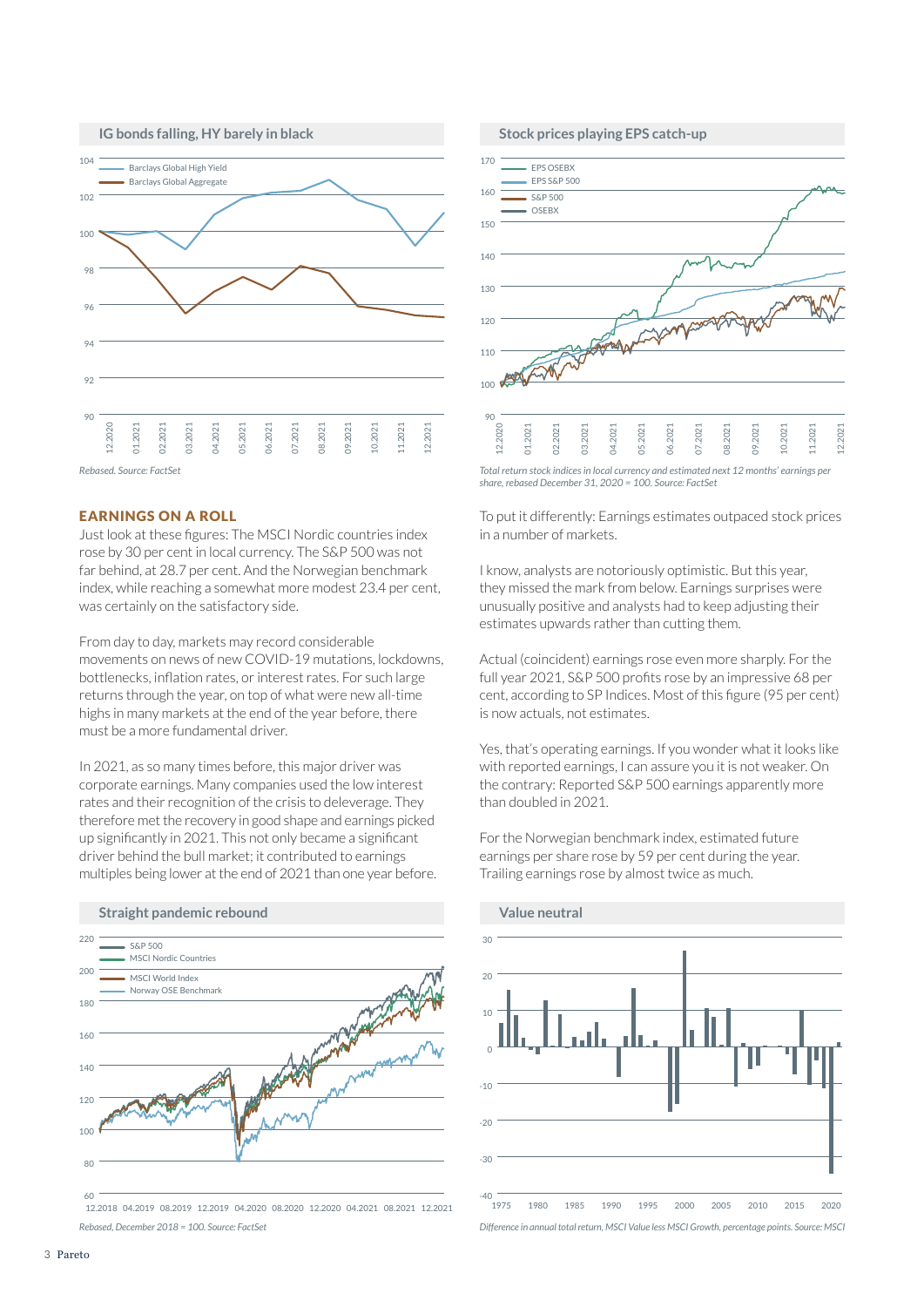## IG bonds falling, HY barely in black

Rebased. Source: FactSet

## Stock prices playing EPS catch-up

*Total return stock indices in local currency and estimated next 12 months' earnings per share, rebased December 31, 2020 = 100. Source: FactSet*

## EARNINGS ON A ROLL

Just look at these figures: The MSCI Nordic countries index rose by 30 per cent in local currency. The S&P 500 was not far behind, at 28.7 per cent. And the Norwegian benchmark index, while reaching a somewhat more modest 23.4 per cent, was certainly on the satisfactory side.

From day to day, markets may record considerable movements on news of new COVID-19 mutations, lockdowns, bottlenecks, inflation rates, or interest rates. For such large returns through the year, on top of what were new all-time highs in many markets at the end of the year before, there must be a more fundamental driver.

In 2021, as so many times before, this major driver was corporate earnings. Many companies used the low interest rates and their recognition of the crisis to deleverage. They therefore met the recovery in good shape and earnings picked up significantly in 2021. This not only became a significant driver behind the bull market; it contributed to earnings multiples being lower at the end of 2021 than one year before.

## Straight pandemic rebound

*Rebased, December 2018 = 100. Source: FactSet*

To put it differently: Earnings estimates outpaced stock prices in a number of markets.

I know, analysts are notoriously optimistic. But this year, they missed the mark from below. Earnings surprises were unusually positive and analysts had to keep adjusting their estimates upwards rather than cutting them.

Actual (coincident) earnings rose even more sharply. For the full year 2021, S&P 500 profits rose by an impressive 68 per cent, according to SP Indices. Most of this figure (95 per cent) is now actuals, not estimates.

Yes, that's operating earnings. If you wonder what it looks like with reported earnings, I can assure you it is not weaker. On the contrary: Reported S&P 500 earnings apparently more than doubled in 2021.

For the Norwegian benchmark index, estimated future earnings per share rose by 59 per cent during the year. Trailing earnings rose by almost twice as much.

## Value neutral

*Difference in annual total return, MSCI Value less MSCI Growth, percentage points. Source: MSCI*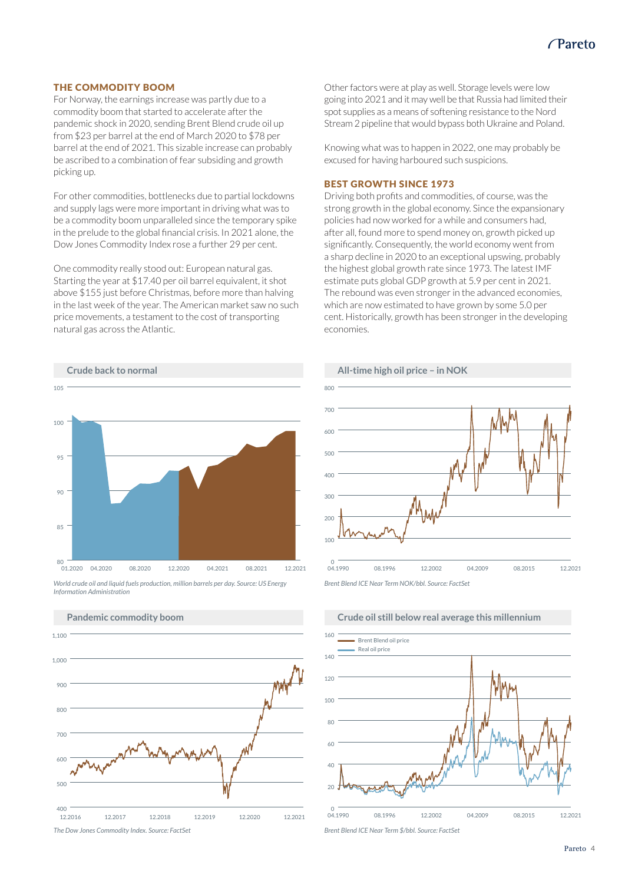## THE COMMODITY BOOM

For Norway, the earnings increase was partly due to a commodity boom that started to accelerate after the pandemic shock in 2020, sending Brent Blend crude oil up from $23 per barrel at the end of March 2020 to $78 per barrel at the end of 2021. This sizable increase can probably be ascribed to a combination of fear subsiding and growth picking up.

For other commodities, bottlenecks due to partial lockdowns and supply lags were more important in driving what was to be a commodity boom unparalleled since the temporary spike in the prelude to the global financial crisis. In 2021 alone, the Dow Jones Commodity Index rose a further 29 per cent.

One commodity really stood out: European natural gas. Starting the year at $17.40 per oil barrel equivalent, it shot above $155 just before Christmas, before more than halving in the last week of the year. The American market saw no such price movements, a testament to the cost of transporting natural gas across the Atlantic.

Other factors were at play as well. Storage levels were low going into 2021 and it may well be that Russia had limited their spot supplies as a means of softening resistance to the Nord Stream 2 pipeline that would bypass both Ukraine and Poland.

Knowing what was to happen in 2022, one may probably be excused for having harboured such suspicions.

## BEST GROWTH SINCE 1973

Driving both profits and commodities, of course, was the strong growth in the global economy. Since the expansionary policies had now worked for a while and consumers had, after all, found more to spend money on, growth picked up significantly. Consequently, the world economy went from a sharp decline in 2020 to an exceptional upswing, probably the highest global growth rate since 1973. The latest IMF estimate puts global GDP growth at 5.9 per cent in 2021. The rebound was even stronger in the advanced economies, which are now estimated to have grown by some 5.0 per cent. Historically, growth has been stronger in the developing economies.

**Crude back to normal**

*World crude oil and liquid fuels production, million barrels per day. Source: US Energy Information Administration*

**All-time high oil price – in NOK**

*Brent Blend ICE Near Term NOK/bbl. Source: FactSet*

**Pandemic commodity boom**

*The Dow Jones Commodity Index. Source: FactSet*

**Crude oil still below real average this millennium**

*Brent Blend ICE Near Term $/bbl. Source: FactSet*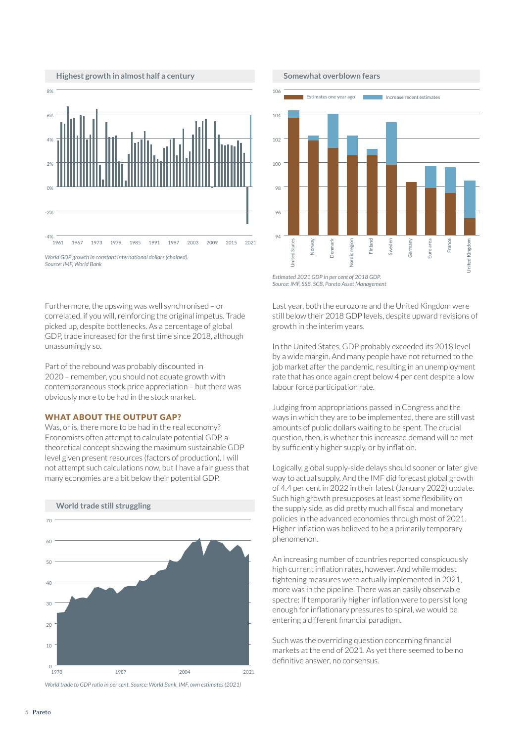**Highest growth in almost half a century**

*World GDP growth in constant international dollars (chained). Source: IMF, World Bank*

**Somewhat overblown fears**

*Estimated 2021 GDP in per cent of 2018 GDP. Source: IMF, SSB, SCB, Pareto Asset Management*

Furthermore, the upswing was well synchronised – or correlated, if you will, reinforcing the original impetus. Trade picked up, despite bottlenecks. As a percentage of global GDP, trade increased for the first time since 2018, although unassumingly so.

Part of the rebound was probably discounted in 2020 – remember, you should not equate growth with contemporaneous stock price appreciation – but there was obviously more to be had in the stock market.

### WHAT ABOUT THE OUTPUT GAP?

Was, or is, there more to be had in the real economy? Economists often attempt to calculate potential GDP, a theoretical concept showing the maximum sustainable GDP level given present resources (factors of production). I will not attempt such calculations now, but I have a fair guess that many economies are a bit below their potential GDP.

**World trade still struggling**

*World trade to GDP ratio in per cent. Source: World Bank, IMF, own estimates (2021)*

Last year, both the eurozone and the United Kingdom were still below their 2018 GDP levels, despite upward revisions of growth in the interim years.

In the United States, GDP probably exceeded its 2018 level by a wide margin. And many people have not returned to the job market after the pandemic, resulting in an unemployment rate that has once again crept below 4 per cent despite a low labour force participation rate.

Judging from appropriations passed in Congress and the ways in which they are to be implemented, there are still vast amounts of public dollars waiting to be spent. The crucial question, then, is whether this increased demand will be met by sufficiently higher supply, or by inflation.

Logically, global supply-side delays should sooner or later give way to actual supply. And the IMF did forecast global growth of 4.4 per cent in 2022 in their latest (January 2022) update. Such high growth presupposes at least some flexibility on the supply side, as did pretty much all fiscal and monetary policies in the advanced economies through most of 2021. Higher inflation was believed to be a primarily temporary phenomenon.

An increasing number of countries reported conspicuously high current inflation rates, however. And while modest tightening measures were actually implemented in 2021, more was in the pipeline. There was an easily observable spectre: If temporarily higher inflation were to persist long enough for inflationary pressures to spiral, we would be entering a different financial paradigm.

Such was the overriding question concerning financial markets at the end of 2021. As yet there seemed to be no definitive answer, no consensus.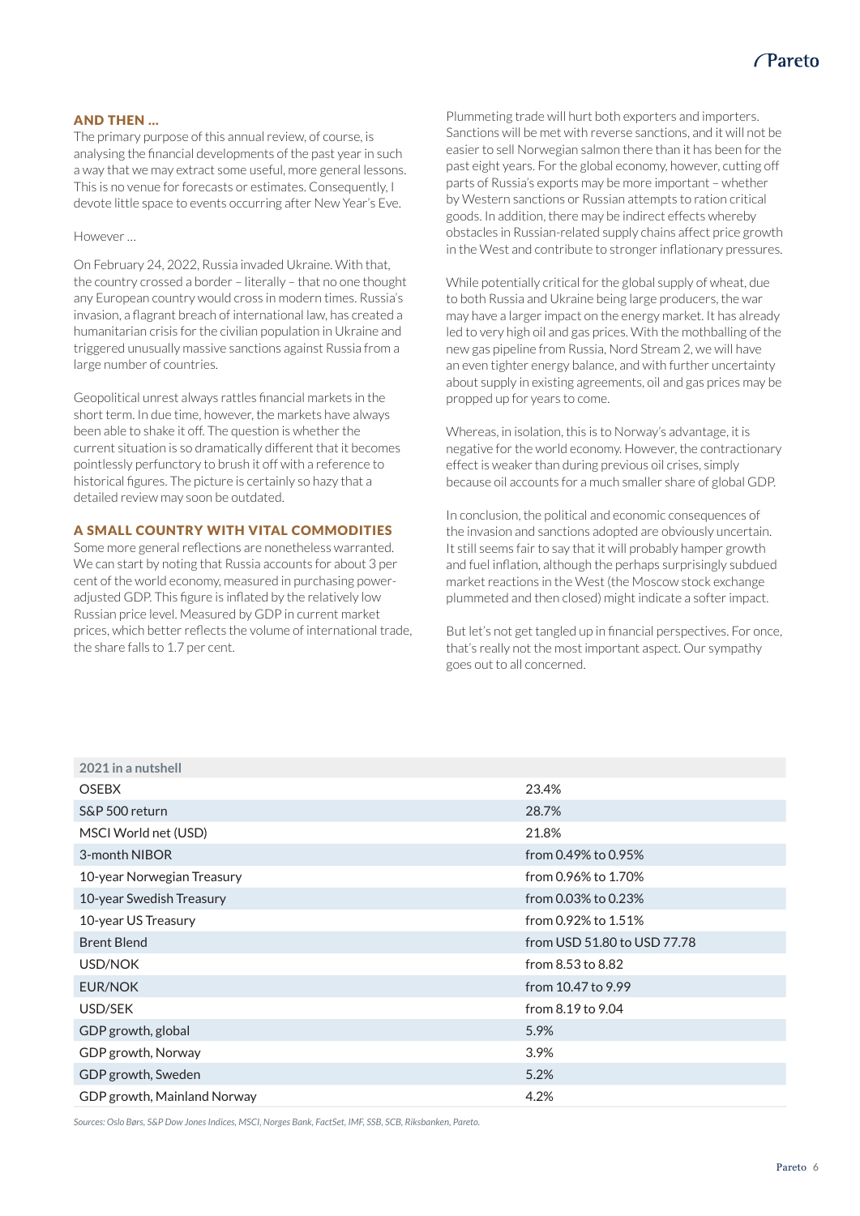## AND THEN …

The primary purpose of this annual review, of course, is analysing the financial developments of the past year in such a way that we may extract some useful, more general lessons. This is no venue for forecasts or estimates. Consequently, I devote little space to events occurring after New Year's Eve.

However …

On February 24, 2022, Russia invaded Ukraine. With that, the country crossed a border – literally – that no one thought any European country would cross in modern times. Russia's invasion, a flagrant breach of international law, has created a humanitarian crisis for the civilian population in Ukraine and triggered unusually massive sanctions against Russia from a large number of countries.

Geopolitical unrest always rattles financial markets in the short term. In due time, however, the markets have always been able to shake it off. The question is whether the current situation is so dramatically different that it becomes pointlessly perfunctory to brush it off with a reference to historical figures. The picture is certainly so hazy that a detailed review may soon be outdated.

## A SMALL COUNTRY WITH VITAL COMMODITIES

Some more general reflections are nonetheless warranted. We can start by noting that Russia accounts for about 3 per cent of the world economy, measured in purchasing power-adjusted GDP. This figure is inflated by the relatively low Russian price level. Measured by GDP in current market prices, which better reflects the volume of international trade, the share falls to 1.7 per cent.

Plummeting trade will hurt both exporters and importers. Sanctions will be met with reverse sanctions, and it will not be easier to sell Norwegian salmon there than it has been for the past eight years. For the global economy, however, cutting off parts of Russia's exports may be more important – whether by Western sanctions or Russian attempts to ration critical goods. In addition, there may be indirect effects whereby obstacles in Russian-related supply chains affect price growth in the West and contribute to stronger inflationary pressures.

While potentially critical for the global supply of wheat, due to both Russia and Ukraine being large producers, the war may have a larger impact on the energy market. It has already led to very high oil and gas prices. With the mothballing of the new gas pipeline from Russia, Nord Stream 2, we will have an even tighter energy balance, and with further uncertainty about supply in existing agreements, oil and gas prices may be propped up for years to come.

Whereas, in isolation, this is to Norway's advantage, it is negative for the world economy. However, the contractionary effect is weaker than during previous oil crises, simply because oil accounts for a much smaller share of global GDP.

In conclusion, the political and economic consequences of the invasion and sanctions adopted are obviously uncertain. It still seems fair to say that it will probably hamper growth and fuel inflation, although the perhaps surprisingly subdued market reactions in the West (the Moscow stock exchange plummeted and then closed) might indicate a softer impact.

But let's not get tangled up in financial perspectives. For once, that's really not the most important aspect. Our sympathy goes out to all concerned.

| 2021 in a nutshell | |
|---|---|
| OSEBX | 23.4% |
| S&P 500 return | 28.7% |
| MSCI World net (USD) | 21.8% |
| 3-month NIBOR | from 0.49% to 0.95% |
| 10-year Norwegian Treasury | from 0.96% to 1.70% |
| 10-year Swedish Treasury | from 0.03% to 0.23% |
| 10-year US Treasury | from 0.92% to 1.51% |
| Brent Blend | from USD 51.80 to USD 77.78 |
| USD/NOK | from 8.53 to 8.82 |
| EUR/NOK | from 10.47 to 9.99 |
| USD/SEK | from 8.19 to 9.04 |
| GDP growth, global | 5.9% |
| GDP growth, Norway | 3.9% |
| GDP growth, Sweden | 5.2% |
| GDP growth, Mainland Norway | 4.2% |

*Sources: Oslo Børs, S&P Dow Jones Indices, MSCI, Norges Bank, FactSet, IMF, SSB, SCB, Riksbanken, Pareto.*